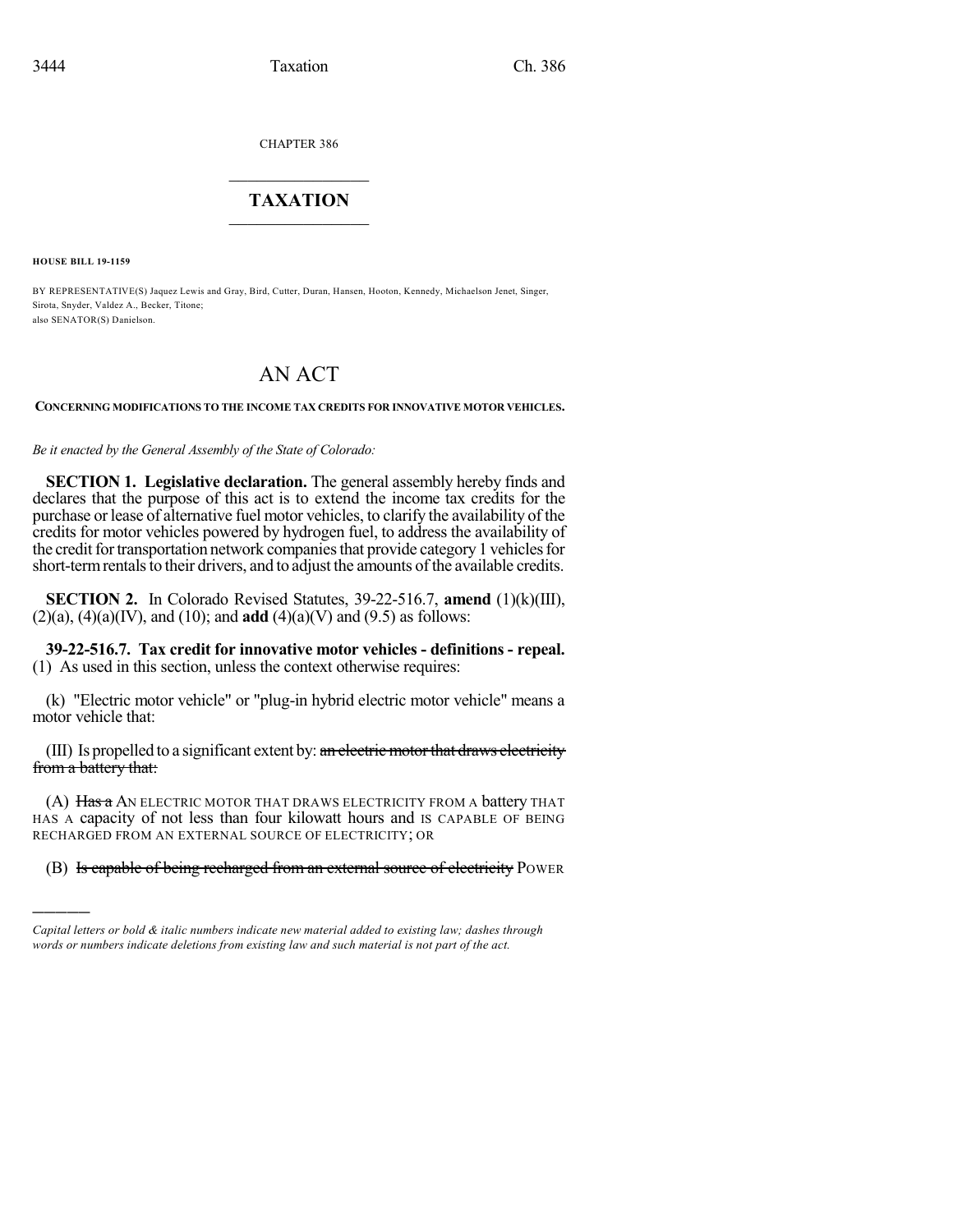CHAPTER 386

# TAXATION

**HOUSE BILL 19-1159**

BY REPRESENTATIVE(S) Jaquez Lewis and Gray, Bird, Cutter, Duran, Hansen, Hooton, Kennedy, Michaelson Jenet, Singer, Sirota, Snyder, Valdez A., Becker, Titone;
also SENATOR(S) Danielson.

# AN ACT

**CONCERNING MODIFICATIONS TO THE INCOME TAX CREDITS FOR INNOVATIVE MOTOR VEHICLES.**

*Be it enacted by the General Assembly of the State of Colorado:*

**SECTION 1. Legislative declaration.** The general assembly hereby finds and declares that the purpose of this act is to extend the income tax credits for the purchase or lease of alternative fuel motor vehicles, to clarify the availability of the credits for motor vehicles powered by hydrogen fuel, to address the availability of the credit for transportation network companies that provide category 1 vehicles for short-term rentals to their drivers, and to adjust the amounts of the available credits.

**SECTION 2.** In Colorado Revised Statutes, 39-22-516.7, **amend** (1)(k)(III), (2)(a), (4)(a)(IV), and (10); and **add** (4)(a)(V) and (9.5) as follows:

**39-22-516.7. Tax credit for innovative motor vehicles - definitions - repeal.** (1) As used in this section, unless the context otherwise requires:

(k) "Electric motor vehicle" or "plug-in hybrid electric motor vehicle" means a motor vehicle that:

(III) Is propelled to a significant extent by: ~~an electric motor that draws electricity from a battery that:~~

(A) ~~Has a~~ AN ELECTRIC MOTOR THAT DRAWS ELECTRICITY FROM A battery THAT HAS A capacity of not less than four kilowatt hours and IS CAPABLE OF BEING RECHARGED FROM AN EXTERNAL SOURCE OF ELECTRICITY; OR

(B) ~~Is capable of being recharged from an external source of electricity~~ POWER

---

*Capital letters or bold & italic numbers indicate new material added to existing law; dashes through words or numbers indicate deletions from existing law and such material is not part of the act.*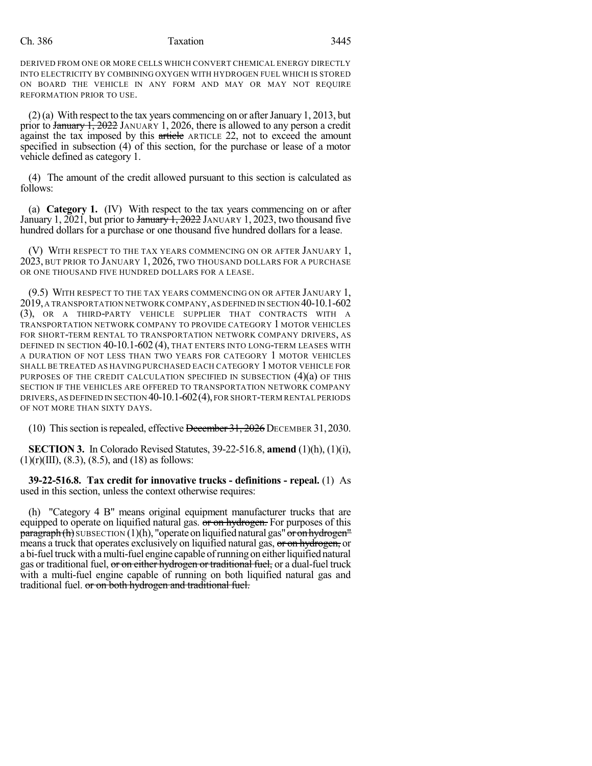DERIVED FROM ONE OR MORE CELLS WHICH CONVERT CHEMICAL ENERGY DIRECTLY INTO ELECTRICITY BY COMBINING OXYGEN WITH HYDROGEN FUEL WHICH IS STORED ON BOARD THE VEHICLE IN ANY FORM AND MAY OR MAY NOT REQUIRE REFORMATION PRIOR TO USE.

(2) (a) With respect to the tax years commencing on or after January 1, 2013, but prior to ~~January 1, 2022~~ JANUARY 1, 2026, there is allowed to any person a credit against the tax imposed by this ~~article~~ ARTICLE 22, not to exceed the amount specified in subsection (4) of this section, for the purchase or lease of a motor vehicle defined as category 1.

(4) The amount of the credit allowed pursuant to this section is calculated as follows:

(a) **Category 1.** (IV) With respect to the tax years commencing on or after January 1, 2021, but prior to ~~January 1, 2022~~ JANUARY 1, 2023, two thousand five hundred dollars for a purchase or one thousand five hundred dollars for a lease.

(V) WITH RESPECT TO THE TAX YEARS COMMENCING ON OR AFTER JANUARY 1, 2023, BUT PRIOR TO JANUARY 1, 2026, TWO THOUSAND DOLLARS FOR A PURCHASE OR ONE THOUSAND FIVE HUNDRED DOLLARS FOR A LEASE.

(9.5) WITH RESPECT TO THE TAX YEARS COMMENCING ON OR AFTER JANUARY 1, 2019, A TRANSPORTATION NETWORK COMPANY, AS DEFINED IN SECTION 40-10.1-602 (3), OR A THIRD-PARTY VEHICLE SUPPLIER THAT CONTRACTS WITH A TRANSPORTATION NETWORK COMPANY TO PROVIDE CATEGORY 1 MOTOR VEHICLES FOR SHORT-TERM RENTAL TO TRANSPORTATION NETWORK COMPANY DRIVERS, AS DEFINED IN SECTION 40-10.1-602 (4), THAT ENTERS INTO LONG-TERM LEASES WITH A DURATION OF NOT LESS THAN TWO YEARS FOR CATEGORY 1 MOTOR VEHICLES SHALL BE TREATED AS HAVING PURCHASED EACH CATEGORY 1 MOTOR VEHICLE FOR PURPOSES OF THE CREDIT CALCULATION SPECIFIED IN SUBSECTION (4)(a) OF THIS SECTION IF THE VEHICLES ARE OFFERED TO TRANSPORTATION NETWORK COMPANY DRIVERS, AS DEFINED IN SECTION 40-10.1-602 (4), FOR SHORT-TERM RENTAL PERIODS OF NOT MORE THAN SIXTY DAYS.

(10) This section is repealed, effective ~~December 31, 2026~~ DECEMBER 31, 2030.

**SECTION 3.** In Colorado Revised Statutes, 39-22-516.8, **amend** (1)(h), (1)(i), (1)(r)(III), (8.3), (8.5), and (18) as follows:

**39-22-516.8. Tax credit for innovative trucks - definitions - repeal.** (1) As used in this section, unless the context otherwise requires:

(h) "Category 4 B" means original equipment manufacturer trucks that are equipped to operate on liquified natural gas. ~~or on hydrogen.~~ For purposes of this ~~paragraph (h)~~ SUBSECTION (1)(h), "operate on liquified natural gas" ~~or on hydrogen"~~ means a truck that operates exclusively on liquified natural gas, ~~or on hydrogen,~~ or a bi-fuel truck with a multi-fuel engine capable of running on either liquified natural gas or traditional fuel, ~~or on either hydrogen or traditional fuel,~~ or a dual-fuel truck with a multi-fuel engine capable of running on both liquified natural gas and traditional fuel. ~~or on both hydrogen and traditional fuel.~~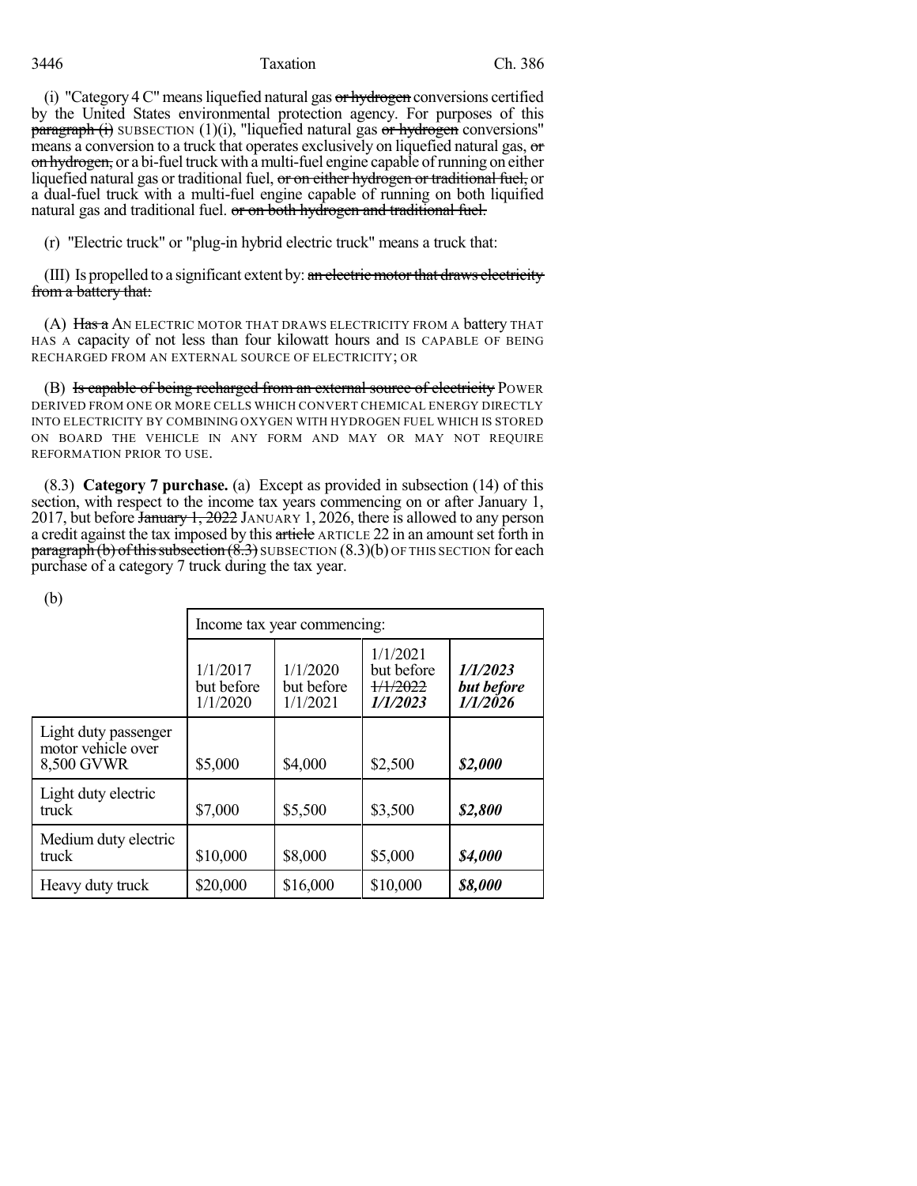(i) "Category 4 C" means liquefied natural gas ~~or hydrogen~~ conversions certified by the United States environmental protection agency. For purposes of this ~~paragraph (i)~~ SUBSECTION (1)(i), "liquefied natural gas ~~or hydrogen~~ conversions" means a conversion to a truck that operates exclusively on liquefied natural gas, ~~or on hydrogen,~~ or a bi-fuel truck with a multi-fuel engine capable of running on either liquefied natural gas or traditional fuel, ~~or on either hydrogen or traditional fuel,~~ or a dual-fuel truck with a multi-fuel engine capable of running on both liquified natural gas and traditional fuel. ~~or on both hydrogen and traditional fuel.~~

(r) "Electric truck" or "plug-in hybrid electric truck" means a truck that:

(III) Is propelled to a significant extent by: ~~an electric motor that draws electricity from a battery that:~~

(A) ~~Has a~~ AN ELECTRIC MOTOR THAT DRAWS ELECTRICITY FROM A battery THAT HAS A capacity of not less than four kilowatt hours and IS CAPABLE OF BEING RECHARGED FROM AN EXTERNAL SOURCE OF ELECTRICITY; OR

(B) ~~Is capable of being recharged from an external source of electricity~~ POWER DERIVED FROM ONE OR MORE CELLS WHICH CONVERT CHEMICAL ENERGY DIRECTLY INTO ELECTRICITY BY COMBINING OXYGEN WITH HYDROGEN FUEL WHICH IS STORED ON BOARD THE VEHICLE IN ANY FORM AND MAY OR MAY NOT REQUIRE REFORMATION PRIOR TO USE.

(8.3) **Category 7 purchase.** (a) Except as provided in subsection (14) of this section, with respect to the income tax years commencing on or after January 1, 2017, but before ~~January 1, 2022~~ JANUARY 1, 2026, there is allowed to any person a credit against the tax imposed by this ~~article~~ ARTICLE 22 in an amount set forth in ~~paragraph (b) of this subsection (8.3)~~ SUBSECTION (8.3)(b) OF THIS SECTION for each purchase of a category 7 truck during the tax year.

(b)

| | Income tax year commencing: | | | |
|---|---|---|---|---|
| | 1/1/2017 but before 1/1/2020 | 1/1/2020 but before 1/1/2021 | 1/1/2021 but before ~~1/1/2022~~ *1/1/2023* | *1/1/2023 but before 1/1/2026* |
| Light duty passenger motor vehicle over 8,500 GVWR | $5,000 | $4,000 | $2,500 | ***$2,000*** |
| Light duty electric truck | $7,000 | $5,500 | $3,500 | ***$2,800*** |
| Medium duty electric truck | $10,000 | $8,000 | $5,000 | ***$4,000*** |
| Heavy duty truck | $20,000 | $16,000 | $10,000 | ***$8,000*** |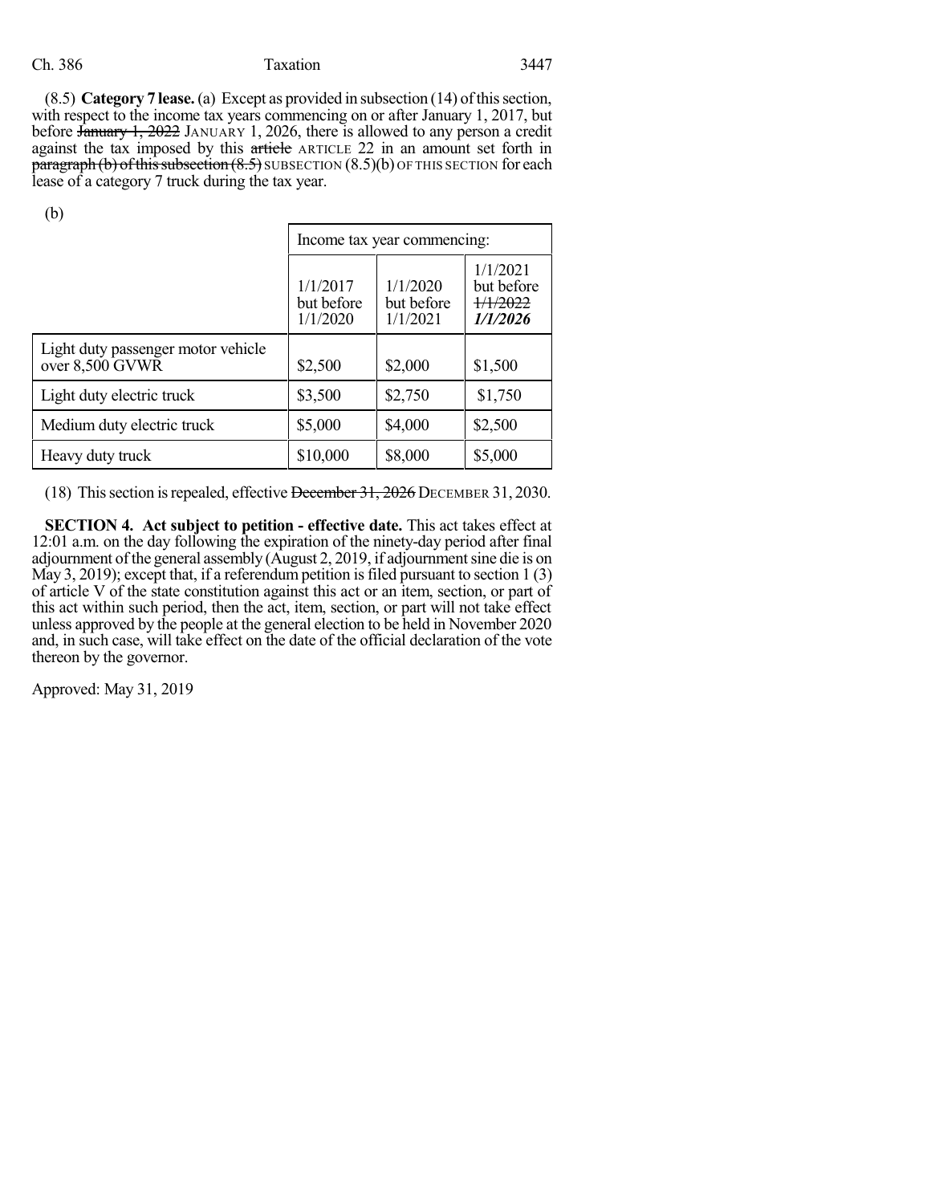(8.5) **Category 7 lease.** (a) Except as provided in subsection (14) of this section, with respect to the income tax years commencing on or after January 1, 2017, but before ~~January 1, 2022~~ JANUARY 1, 2026, there is allowed to any person a credit against the tax imposed by this ~~article~~ ARTICLE 22 in an amount set forth in ~~paragraph (b) of this subsection (8.5)~~ SUBSECTION (8.5)(b) OF THIS SECTION for each lease of a category 7 truck during the tax year.

(b)

| | Income tax year commencing: | | |
|---|---|---|---|
| | 1/1/2017 but before 1/1/2020 | 1/1/2020 but before 1/1/2021 | 1/1/2021 but before ~~1/1/2022~~ ***1/1/2026*** |
| Light duty passenger motor vehicle over 8,500 GVWR | $2,500 | $2,000 | $1,500 |
| Light duty electric truck | $3,500 | $2,750 | $1,750 |
| Medium duty electric truck | $5,000 | $4,000 | $2,500 |
| Heavy duty truck | $10,000 | $8,000 | $5,000 |

(18) This section is repealed, effective ~~December 31, 2026~~ DECEMBER 31, 2030.

**SECTION 4. Act subject to petition - effective date.** This act takes effect at 12:01 a.m. on the day following the expiration of the ninety-day period after final adjournment of the general assembly (August 2, 2019, if adjournment sine die is on May 3, 2019); except that, if a referendum petition is filed pursuant to section 1 (3) of article V of the state constitution against this act or an item, section, or part of this act within such period, then the act, item, section, or part will not take effect unless approved by the people at the general election to be held in November 2020 and, in such case, will take effect on the date of the official declaration of the vote thereon by the governor.

Approved: May 31, 2019